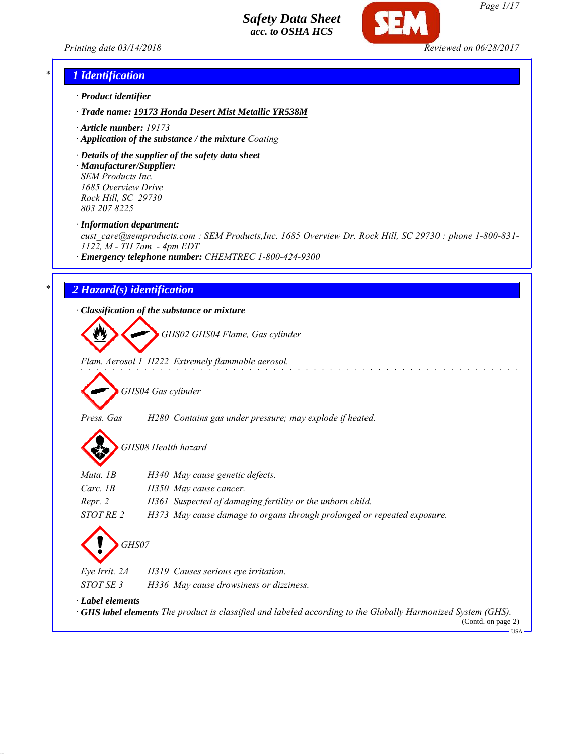Safety Data Sheet
acc. to OSHA HCS

Printing date 03/14/2018 Reviewed on 06/28/2017

## 1 Identification

· **Product identifier**

· **Trade name: 19173 Honda Desert Mist Metallic YR538M**

· **Article number:** 19173

· **Application of the substance / the mixture** Coating

· **Details of the supplier of the safety data sheet**

· **Manufacturer/Supplier:**
SEM Products Inc.
1685 Overview Drive
Rock Hill, SC 29730
803 207 8225

· **Information department:**
cust_care@semproducts.com : SEM Products,Inc. 1685 Overview Dr. Rock Hill, SC 29730 : phone 1-800-831-1122, M - TH 7am - 4pm EDT

· **Emergency telephone number:** CHEMTREC 1-800-424-9300

## 2 Hazard(s) identification

· **Classification of the substance or mixture**

GHS02 GHS04 Flame, Gas cylinder

Flam. Aerosol 1 H222 Extremely flammable aerosol.

GHS04 Gas cylinder

Press. Gas H280 Contains gas under pressure; may explode if heated.

GHS08 Health hazard

Muta. 1B H340 May cause genetic defects.
Carc. 1B H350 May cause cancer.
Repr. 2 H361 Suspected of damaging fertility or the unborn child.
STOT RE 2 H373 May cause damage to organs through prolonged or repeated exposure.

GHS07

Eye Irrit. 2A H319 Causes serious eye irritation.
STOT SE 3 H336 May cause drowsiness or dizziness.

· **Label elements**

· **GHS label elements** The product is classified and labeled according to the Globally Harmonized System (GHS).

(Contd. on page 2)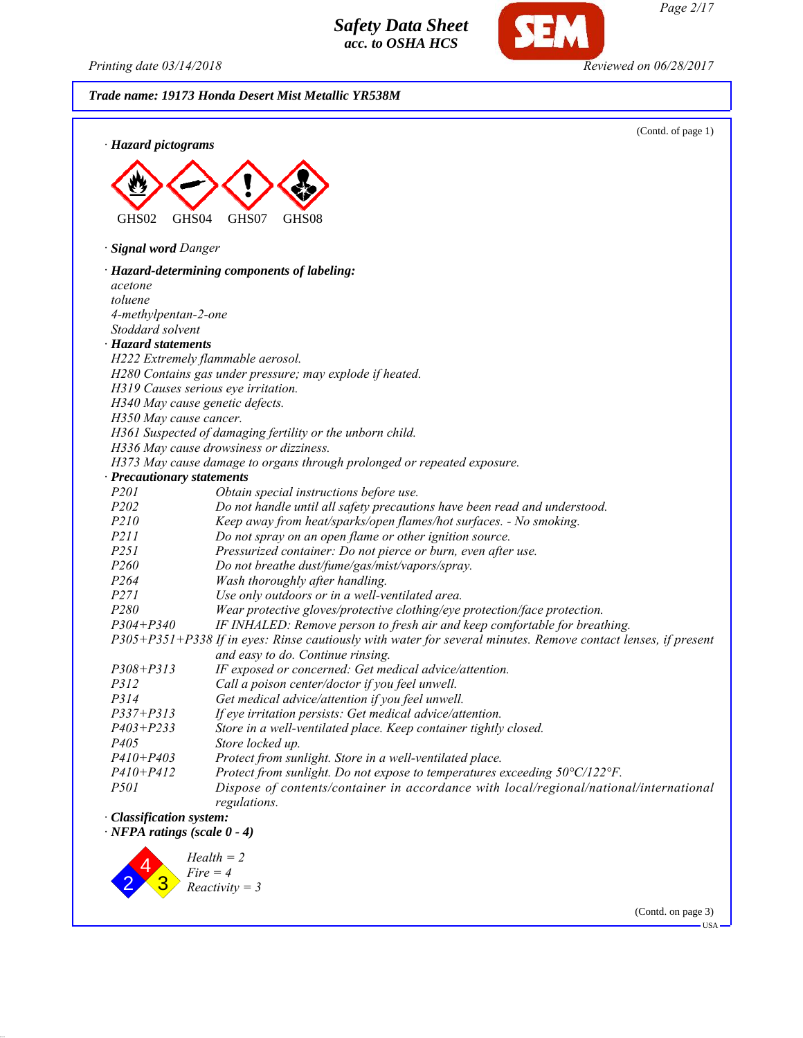**Trade name: 19173 Honda Desert Mist Metallic YR538M**

(Contd. of page 1)

· **Hazard pictograms**

GHS02 GHS04 GHS07 GHS08

· **Signal word** *Danger*

· **Hazard-determining components of labeling:**

*acetone*
*toluene*
*4-methylpentan-2-one*
*Stoddard solvent*

· **Hazard statements**

*H222 Extremely flammable aerosol.*
*H280 Contains gas under pressure; may explode if heated.*
*H319 Causes serious eye irritation.*
*H340 May cause genetic defects.*
*H350 May cause cancer.*
*H361 Suspected of damaging fertility or the unborn child.*
*H336 May cause drowsiness or dizziness.*
*H373 May cause damage to organs through prolonged or repeated exposure.*

· **Precautionary statements**

| | |
|---|---|
| *P201* | *Obtain special instructions before use.* |
| *P202* | *Do not handle until all safety precautions have been read and understood.* |
| *P210* | *Keep away from heat/sparks/open flames/hot surfaces. - No smoking.* |
| *P211* | *Do not spray on an open flame or other ignition source.* |
| *P251* | *Pressurized container: Do not pierce or burn, even after use.* |
| *P260* | *Do not breathe dust/fume/gas/mist/vapors/spray.* |
| *P264* | *Wash thoroughly after handling.* |
| *P271* | *Use only outdoors or in a well-ventilated area.* |
| *P280* | *Wear protective gloves/protective clothing/eye protection/face protection.* |
| *P304+P340* | *IF INHALED: Remove person to fresh air and keep comfortable for breathing.* |
| *P305+P351+P338* | *If in eyes: Rinse cautiously with water for several minutes. Remove contact lenses, if present and easy to do. Continue rinsing.* |
| *P308+P313* | *IF exposed or concerned: Get medical advice/attention.* |
| *P312* | *Call a poison center/doctor if you feel unwell.* |
| *P314* | *Get medical advice/attention if you feel unwell.* |
| *P337+P313* | *If eye irritation persists: Get medical advice/attention.* |
| *P403+P233* | *Store in a well-ventilated place. Keep container tightly closed.* |
| *P405* | *Store locked up.* |
| *P410+P403* | *Protect from sunlight. Store in a well-ventilated place.* |
| *P410+P412* | *Protect from sunlight. Do not expose to temperatures exceeding 50°C/122°F.* |
| *P501* | *Dispose of contents/container in accordance with local/regional/national/international regulations.* |

· **Classification system:**

· **NFPA ratings (scale 0 - 4)**

*Health = 2*
*Fire = 4*
*Reactivity = 3*

(Contd. on page 3)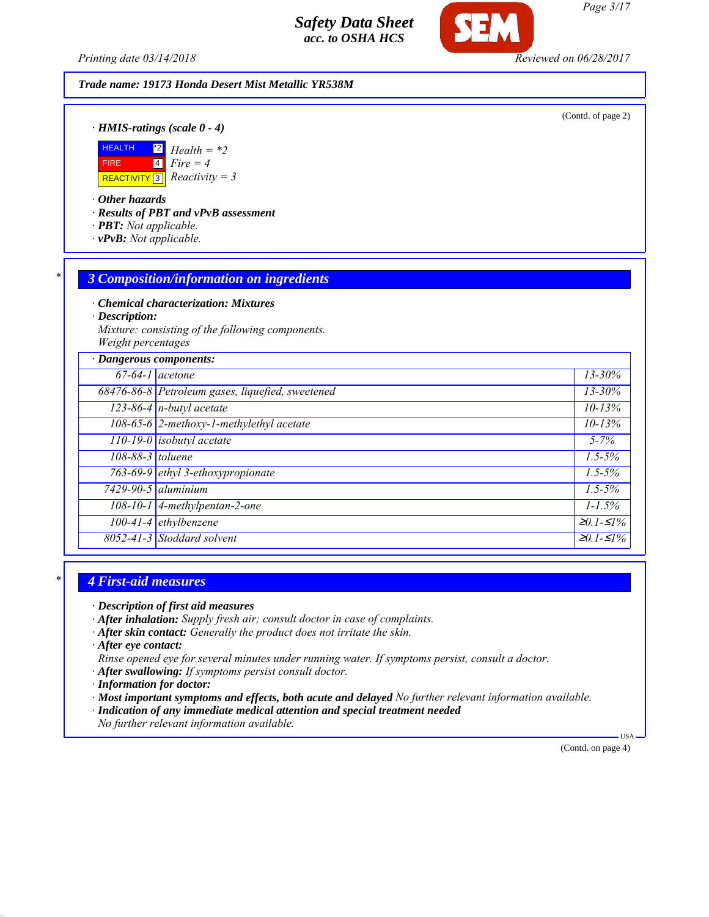**Trade name: 19173 Honda Desert Mist Metallic YR538M**

(Contd. of page 2)

· **HMIS-ratings (scale 0 - 4)**

| | | |
|---|---|---|
| HEALTH | *2 | Health = *2 |
| FIRE | 4 | Fire = 4 |
| REACTIVITY | 3 | Reactivity = 3 |

· **Other hazards**
· **Results of PBT and vPvB assessment**
· **PBT:** Not applicable.
· **vPvB:** Not applicable.

## 3 Composition/information on ingredients

· **Chemical characterization: Mixtures**
· **Description:**
Mixture: consisting of the following components.
Weight percentages

| · Dangerous components: | | |
|---|---|---|
| 67-64-1 | acetone | 13-30% |
| 68476-86-8 | Petroleum gases, liquefied, sweetened | 13-30% |
| 123-86-4 | n-butyl acetate | 10-13% |
| 108-65-6 | 2-methoxy-1-methylethyl acetate | 10-13% |
| 110-19-0 | isobutyl acetate | 5-7% |
| 108-88-3 | toluene | 1.5-5% |
| 763-69-9 | ethyl 3-ethoxypropionate | 1.5-5% |
| 7429-90-5 | aluminium | 1.5-5% |
| 108-10-1 | 4-methylpentan-2-one | 1-1.5% |
| 100-41-4 | ethylbenzene | ≥0.1-≤1% |
| 8052-41-3 | Stoddard solvent | ≥0.1-≤1% |

## 4 First-aid measures

· **Description of first aid measures**
· **After inhalation:** Supply fresh air; consult doctor in case of complaints.
· **After skin contact:** Generally the product does not irritate the skin.
· **After eye contact:**
Rinse opened eye for several minutes under running water. If symptoms persist, consult a doctor.
· **After swallowing:** If symptoms persist consult doctor.
· **Information for doctor:**
· **Most important symptoms and effects, both acute and delayed** No further relevant information available.
· **Indication of any immediate medical attention and special treatment needed**
No further relevant information available.

(Contd. on page 4)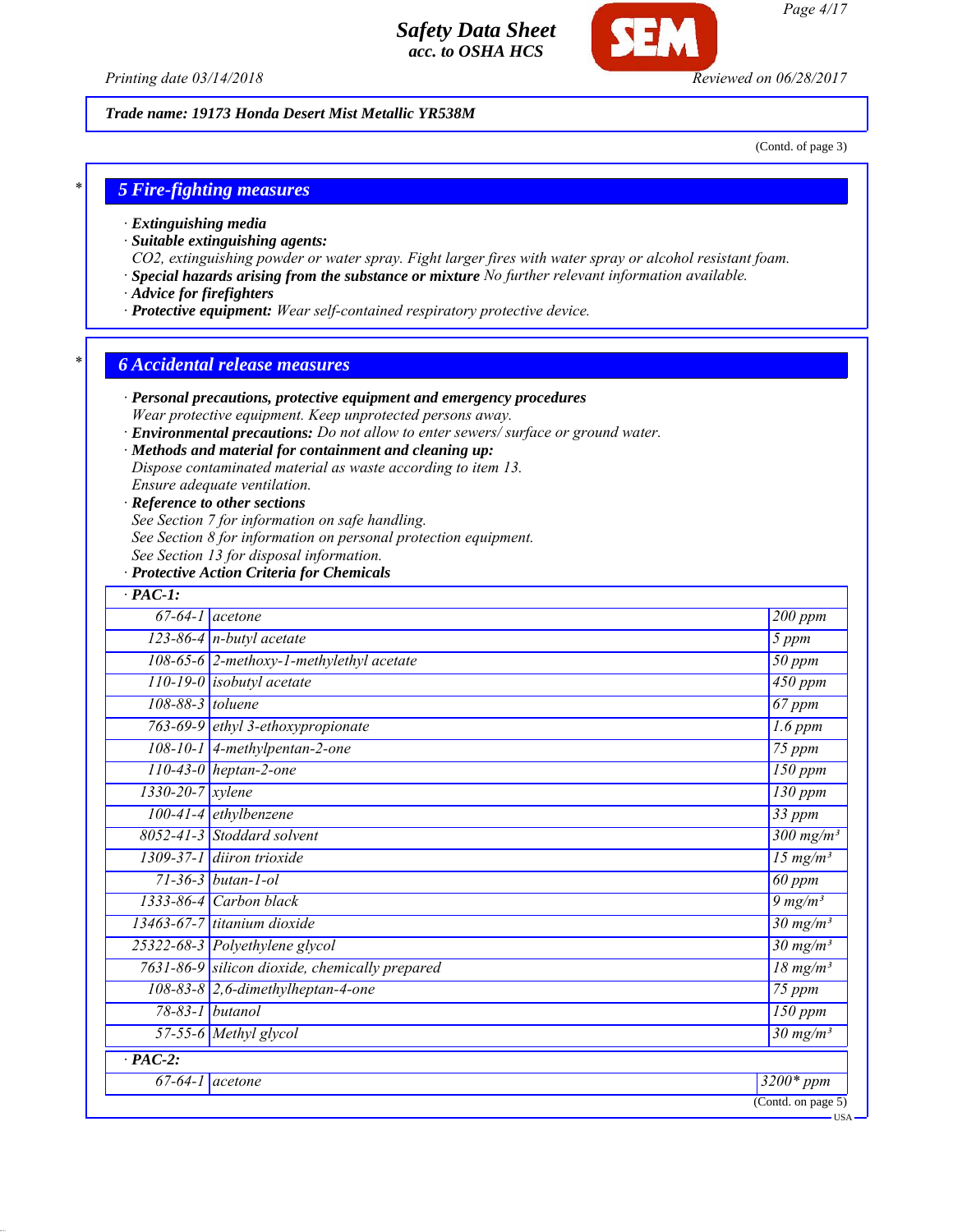Trade name: 19173 Honda Desert Mist Metallic YR538M

(Contd. of page 3)

## 5 Fire-fighting measures

· **Extinguishing media**
· **Suitable extinguishing agents:**
*CO2, extinguishing powder or water spray. Fight larger fires with water spray or alcohol resistant foam.*
· **Special hazards arising from the substance or mixture** *No further relevant information available.*
· **Advice for firefighters**
· **Protective equipment:** *Wear self-contained respiratory protective device.*

## 6 Accidental release measures

· **Personal precautions, protective equipment and emergency procedures**
*Wear protective equipment. Keep unprotected persons away.*
· **Environmental precautions:** *Do not allow to enter sewers/ surface or ground water.*
· **Methods and material for containment and cleaning up:**
*Dispose contaminated material as waste according to item 13.*
*Ensure adequate ventilation.*
· **Reference to other sections**
*See Section 7 for information on safe handling.*
*See Section 8 for information on personal protection equipment.*
*See Section 13 for disposal information.*
· **Protective Action Criteria for Chemicals**

| · **PAC-1:** | | |
|---|---|---|
| 67-64-1 | acetone | 200 ppm |
| 123-86-4 | n-butyl acetate | 5 ppm |
| 108-65-6 | 2-methoxy-1-methylethyl acetate | 50 ppm |
| 110-19-0 | isobutyl acetate | 450 ppm |
| 108-88-3 | toluene | 67 ppm |
| 763-69-9 | ethyl 3-ethoxypropionate | 1.6 ppm |
| 108-10-1 | 4-methylpentan-2-one | 75 ppm |
| 110-43-0 | heptan-2-one | 150 ppm |
| 1330-20-7 | xylene | 130 ppm |
| 100-41-4 | ethylbenzene | 33 ppm |
| 8052-41-3 | Stoddard solvent | 300 mg/m³ |
| 1309-37-1 | diiron trioxide | 15 mg/m³ |
| 71-36-3 | butan-1-ol | 60 ppm |
| 1333-86-4 | Carbon black | 9 mg/m³ |
| 13463-67-7 | titanium dioxide | 30 mg/m³ |
| 25322-68-3 | Polyethylene glycol | 30 mg/m³ |
| 7631-86-9 | silicon dioxide, chemically prepared | 18 mg/m³ |
| 108-83-8 | 2,6-dimethylheptan-4-one | 75 ppm |
| 78-83-1 | butanol | 150 ppm |
| 57-55-6 | Methyl glycol | 30 mg/m³ |

| · **PAC-2:** | | |
|---|---|---|
| 67-64-1 | acetone | 3200* ppm |

(Contd. on page 5)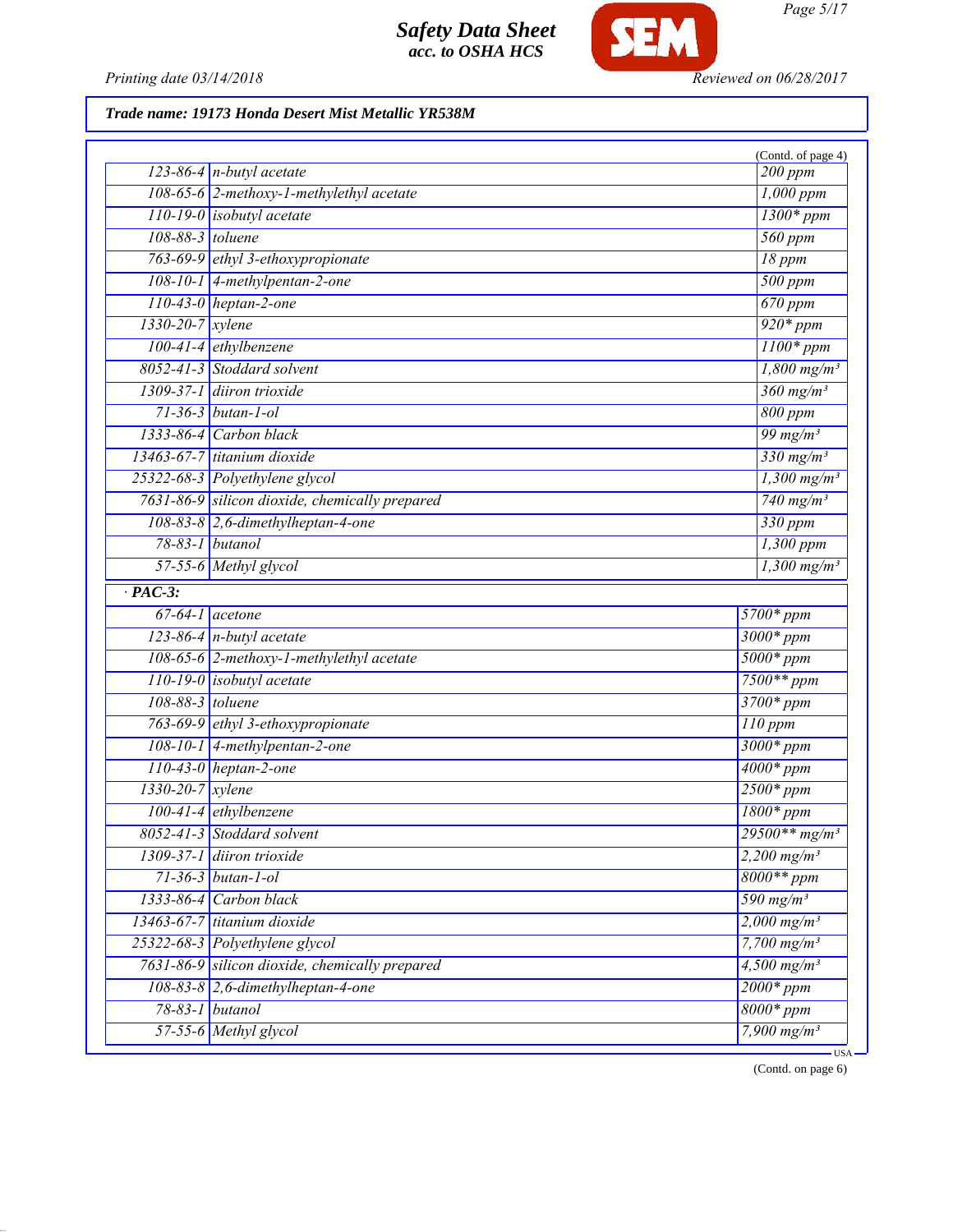**Trade name: 19173 Honda Desert Mist Metallic YR538M**

(Contd. of page 4)

| | | |
|---|---|---|
| 123-86-4 | n-butyl acetate | 200 ppm |
| 108-65-6 | 2-methoxy-1-methylethyl acetate | 1,000 ppm |
| 110-19-0 | isobutyl acetate | 1300* ppm |
| 108-88-3 | toluene | 560 ppm |
| 763-69-9 | ethyl 3-ethoxypropionate | 18 ppm |
| 108-10-1 | 4-methylpentan-2-one | 500 ppm |
| 110-43-0 | heptan-2-one | 670 ppm |
| 1330-20-7 | xylene | 920* ppm |
| 100-41-4 | ethylbenzene | 1100* ppm |
| 8052-41-3 | Stoddard solvent | 1,800 mg/m³ |
| 1309-37-1 | diiron trioxide | 360 mg/m³ |
| 71-36-3 | butan-1-ol | 800 ppm |
| 1333-86-4 | Carbon black | 99 mg/m³ |
| 13463-67-7 | titanium dioxide | 330 mg/m³ |
| 25322-68-3 | Polyethylene glycol | 1,300 mg/m³ |
| 7631-86-9 | silicon dioxide, chemically prepared | 740 mg/m³ |
| 108-83-8 | 2,6-dimethylheptan-4-one | 330 ppm |
| 78-83-1 | butanol | 1,300 ppm |
| 57-55-6 | Methyl glycol | 1,300 mg/m³ |

· **PAC-3:**

| | | |
|---|---|---|
| 67-64-1 | acetone | 5700* ppm |
| 123-86-4 | n-butyl acetate | 3000* ppm |
| 108-65-6 | 2-methoxy-1-methylethyl acetate | 5000* ppm |
| 110-19-0 | isobutyl acetate | 7500** ppm |
| 108-88-3 | toluene | 3700* ppm |
| 763-69-9 | ethyl 3-ethoxypropionate | 110 ppm |
| 108-10-1 | 4-methylpentan-2-one | 3000* ppm |
| 110-43-0 | heptan-2-one | 4000* ppm |
| 1330-20-7 | xylene | 2500* ppm |
| 100-41-4 | ethylbenzene | 1800* ppm |
| 8052-41-3 | Stoddard solvent | 29500** mg/m³ |
| 1309-37-1 | diiron trioxide | 2,200 mg/m³ |
| 71-36-3 | butan-1-ol | 8000** ppm |
| 1333-86-4 | Carbon black | 590 mg/m³ |
| 13463-67-7 | titanium dioxide | 2,000 mg/m³ |
| 25322-68-3 | Polyethylene glycol | 7,700 mg/m³ |
| 7631-86-9 | silicon dioxide, chemically prepared | 4,500 mg/m³ |
| 108-83-8 | 2,6-dimethylheptan-4-one | 2000* ppm |
| 78-83-1 | butanol | 8000* ppm |
| 57-55-6 | Methyl glycol | 7,900 mg/m³ |

(Contd. on page 6)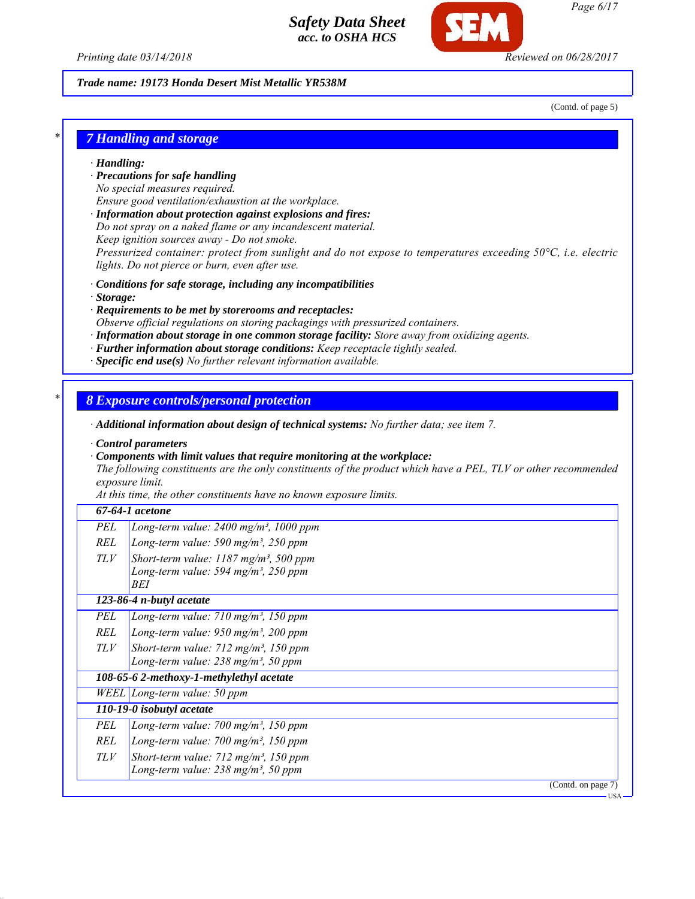**Trade name: 19173 Honda Desert Mist Metallic YR538M**

(Contd. of page 5)

## 7 Handling and storage

· **Handling:**
· **Precautions for safe handling**
No special measures required.
Ensure good ventilation/exhaustion at the workplace.
· **Information about protection against explosions and fires:**
Do not spray on a naked flame or any incandescent material.
Keep ignition sources away - Do not smoke.
Pressurized container: protect from sunlight and do not expose to temperatures exceeding 50°C, i.e. electric lights. Do not pierce or burn, even after use.

· **Conditions for safe storage, including any incompatibilities**
· **Storage:**
· **Requirements to be met by storerooms and receptacles:**
Observe official regulations on storing packagings with pressurized containers.
· **Information about storage in one common storage facility:** Store away from oxidizing agents.
· **Further information about storage conditions:** Keep receptacle tightly sealed.
· **Specific end use(s)** No further relevant information available.

## 8 Exposure controls/personal protection

· **Additional information about design of technical systems:** No further data; see item 7.

· **Control parameters**
· **Components with limit values that require monitoring at the workplace:**
The following constituents are the only constituents of the product which have a PEL, TLV or other recommended exposure limit.
At this time, the other constituents have no known exposure limits.

| **67-64-1 acetone** | |
|---|---|
| PEL | Long-term value: 2400 mg/m³, 1000 ppm |
| REL | Long-term value: 590 mg/m³, 250 ppm |
| TLV | Short-term value: 1187 mg/m³, 500 ppm<br>Long-term value: 594 mg/m³, 250 ppm<br>BEI |
| **123-86-4 n-butyl acetate** | |
| PEL | Long-term value: 710 mg/m³, 150 ppm |
| REL | Long-term value: 950 mg/m³, 200 ppm |
| TLV | Short-term value: 712 mg/m³, 150 ppm<br>Long-term value: 238 mg/m³, 50 ppm |
| **108-65-6 2-methoxy-1-methylethyl acetate** | |
| WEEL | Long-term value: 50 ppm |
| **110-19-0 isobutyl acetate** | |
| PEL | Long-term value: 700 mg/m³, 150 ppm |
| REL | Long-term value: 700 mg/m³, 150 ppm |
| TLV | Short-term value: 712 mg/m³, 150 ppm<br>Long-term value: 238 mg/m³, 50 ppm |

(Contd. on page 7)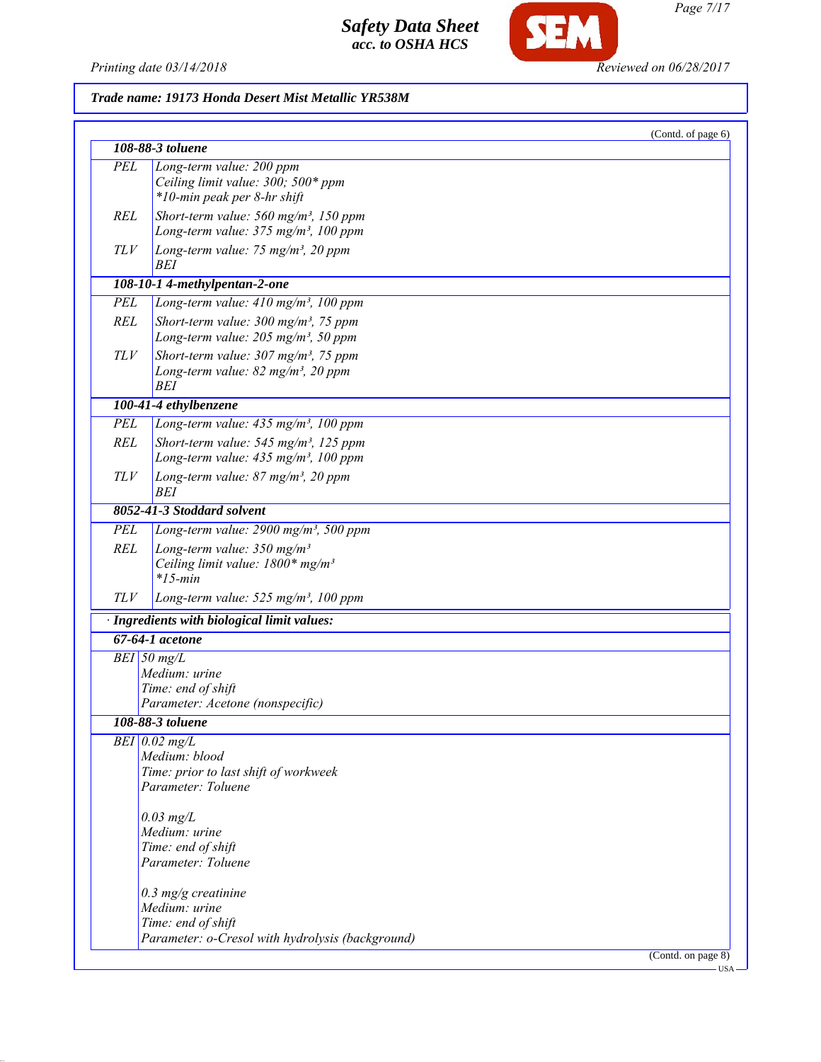**Trade name: 19173 Honda Desert Mist Metallic YR538M**

(Contd. of page 6)

| 108-88-3 toluene | |
|---|---|
| PEL | Long-term value: 200 ppm<br>Ceiling limit value: 300; 500* ppm<br>*10-min peak per 8-hr shift |
| REL | Short-term value: 560 mg/m³, 150 ppm<br>Long-term value: 375 mg/m³, 100 ppm |
| TLV | Long-term value: 75 mg/m³, 20 ppm<br>BEI |

| 108-10-1 4-methylpentan-2-one | |
|---|---|
| PEL | Long-term value: 410 mg/m³, 100 ppm |
| REL | Short-term value: 300 mg/m³, 75 ppm<br>Long-term value: 205 mg/m³, 50 ppm |
| TLV | Short-term value: 307 mg/m³, 75 ppm<br>Long-term value: 82 mg/m³, 20 ppm<br>BEI |

| 100-41-4 ethylbenzene | |
|---|---|
| PEL | Long-term value: 435 mg/m³, 100 ppm |
| REL | Short-term value: 545 mg/m³, 125 ppm<br>Long-term value: 435 mg/m³, 100 ppm |
| TLV | Long-term value: 87 mg/m³, 20 ppm<br>BEI |

| 8052-41-3 Stoddard solvent | |
|---|---|
| PEL | Long-term value: 2900 mg/m³, 500 ppm |
| REL | Long-term value: 350 mg/m³<br>Ceiling limit value: 1800* mg/m³<br>*15-min |
| TLV | Long-term value: 525 mg/m³, 100 ppm |

· **Ingredients with biological limit values:**

| 67-64-1 acetone | |
|---|---|
| BEI | 50 mg/L<br>Medium: urine<br>Time: end of shift<br>Parameter: Acetone (nonspecific) |

| 108-88-3 toluene | |
|---|---|
| BEI | 0.02 mg/L<br>Medium: blood<br>Time: prior to last shift of workweek<br>Parameter: Toluene<br><br>0.03 mg/L<br>Medium: urine<br>Time: end of shift<br>Parameter: Toluene<br><br>0.3 mg/g creatinine<br>Medium: urine<br>Time: end of shift<br>Parameter: o-Cresol with hydrolysis (background) |

(Contd. on page 8)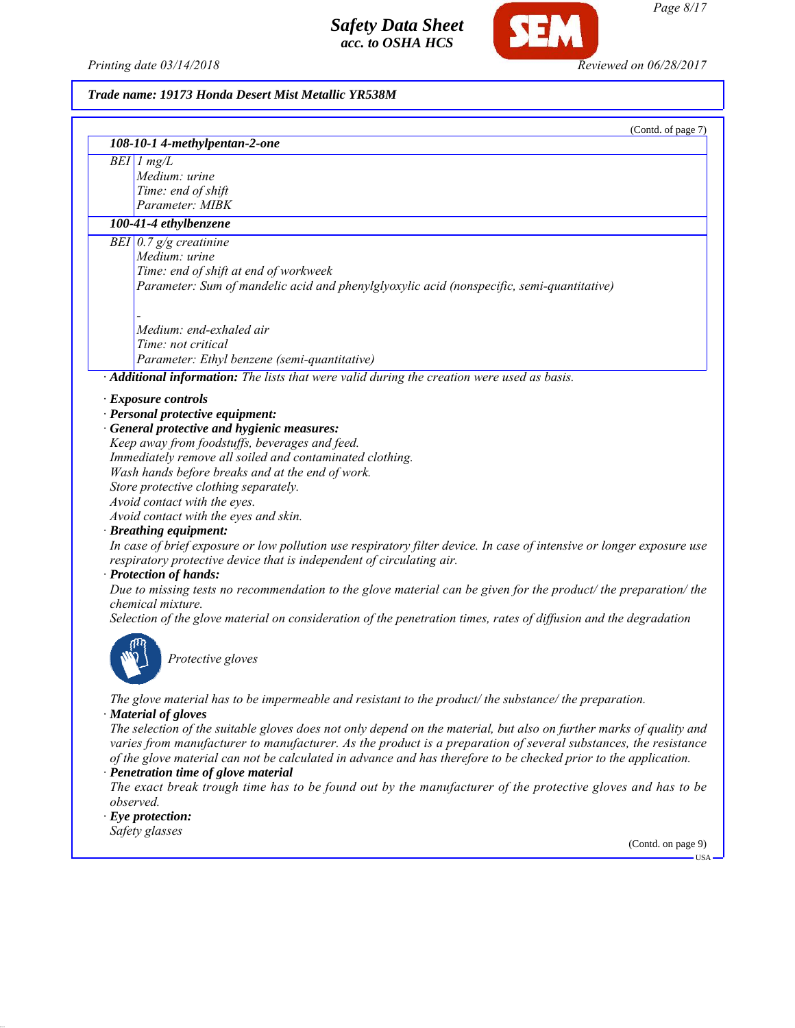**Trade name: 19173 Honda Desert Mist Metallic YR538M**

(Contd. of page 7)

| 108-10-1 4-methylpentan-2-one | |
|---|---|
| BEI | 1 mg/L<br>Medium: urine<br>Time: end of shift<br>Parameter: MIBK |
| **100-41-4 ethylbenzene** | |
| BEI | 0.7 g/g creatinine<br>Medium: urine<br>Time: end of shift at end of workweek<br>Parameter: Sum of mandelic acid and phenylglyoxylic acid (nonspecific, semi-quantitative)<br><br>-<br>Medium: end-exhaled air<br>Time: not critical<br>Parameter: Ethyl benzene (semi-quantitative) |

· **Additional information:** The lists that were valid during the creation were used as basis.

· **Exposure controls**

· **Personal protective equipment:**

· **General protective and hygienic measures:**

Keep away from foodstuffs, beverages and feed.
Immediately remove all soiled and contaminated clothing.
Wash hands before breaks and at the end of work.
Store protective clothing separately.
Avoid contact with the eyes.
Avoid contact with the eyes and skin.

· **Breathing equipment:**

In case of brief exposure or low pollution use respiratory filter device. In case of intensive or longer exposure use respiratory protective device that is independent of circulating air.

· **Protection of hands:**

Due to missing tests no recommendation to the glove material can be given for the product/ the preparation/ the chemical mixture.
Selection of the glove material on consideration of the penetration times, rates of diffusion and the degradation

Protective gloves

The glove material has to be impermeable and resistant to the product/ the substance/ the preparation.

· **Material of gloves**

The selection of the suitable gloves does not only depend on the material, but also on further marks of quality and varies from manufacturer to manufacturer. As the product is a preparation of several substances, the resistance of the glove material can not be calculated in advance and has therefore to be checked prior to the application.

· **Penetration time of glove material**

The exact break trough time has to be found out by the manufacturer of the protective gloves and has to be observed.

· **Eye protection:**

Safety glasses

(Contd. on page 9)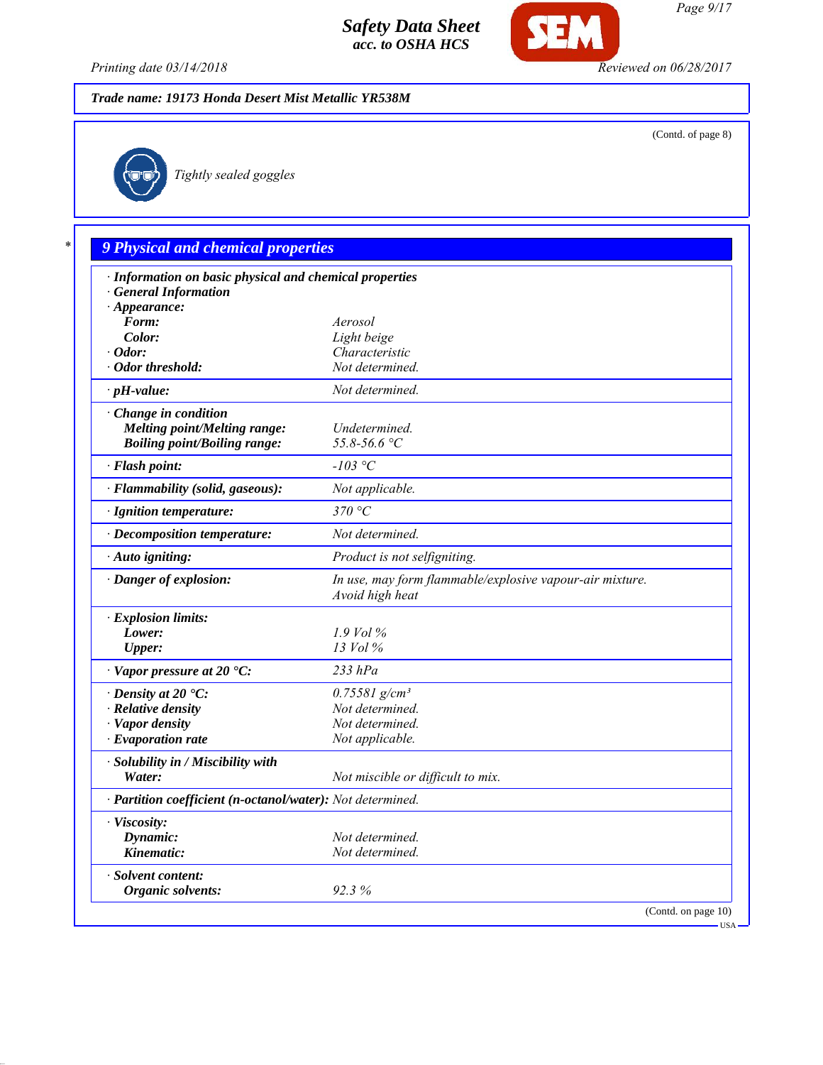**Trade name: 19173 Honda Desert Mist Metallic YR538M**

(Contd. of page 8)

Tightly sealed goggles

## 9 Physical and chemical properties

| | |
|---|---|
| **· Information on basic physical and chemical properties** | |
| **· General Information** | |
| **· Appearance:** | |
| **Form:** | *Aerosol* |
| **Color:** | *Light beige* |
| **· Odor:** | *Characteristic* |
| **· Odor threshold:** | *Not determined.* |
| **· pH-value:** | *Not determined.* |
| **· Change in condition** | |
| **Melting point/Melting range:** | *Undetermined.* |
| **Boiling point/Boiling range:** | *55.8-56.6 °C* |
| **· Flash point:** | *-103 °C* |
| **· Flammability (solid, gaseous):** | *Not applicable.* |
| **· Ignition temperature:** | *370 °C* |
| **· Decomposition temperature:** | *Not determined.* |
| **· Auto igniting:** | *Product is not selfigniting.* |
| **· Danger of explosion:** | *In use, may form flammable/explosive vapour-air mixture. Avoid high heat* |
| **· Explosion limits:** | |
| **Lower:** | *1.9 Vol %* |
| **Upper:** | *13 Vol %* |
| **· Vapor pressure at 20 °C:** | *233 hPa* |
| **· Density at 20 °C:** | *0.75581 g/cm³* |
| **· Relative density** | *Not determined.* |
| **· Vapor density** | *Not determined.* |
| **· Evaporation rate** | *Not applicable.* |
| **· Solubility in / Miscibility with** | |
| **Water:** | *Not miscible or difficult to mix.* |
| **· Partition coefficient (n-octanol/water):** | *Not determined.* |
| **· Viscosity:** | |
| **Dynamic:** | *Not determined.* |
| **Kinematic:** | *Not determined.* |
| **· Solvent content:** | |
| **Organic solvents:** | *92.3 %* |

(Contd. on page 10)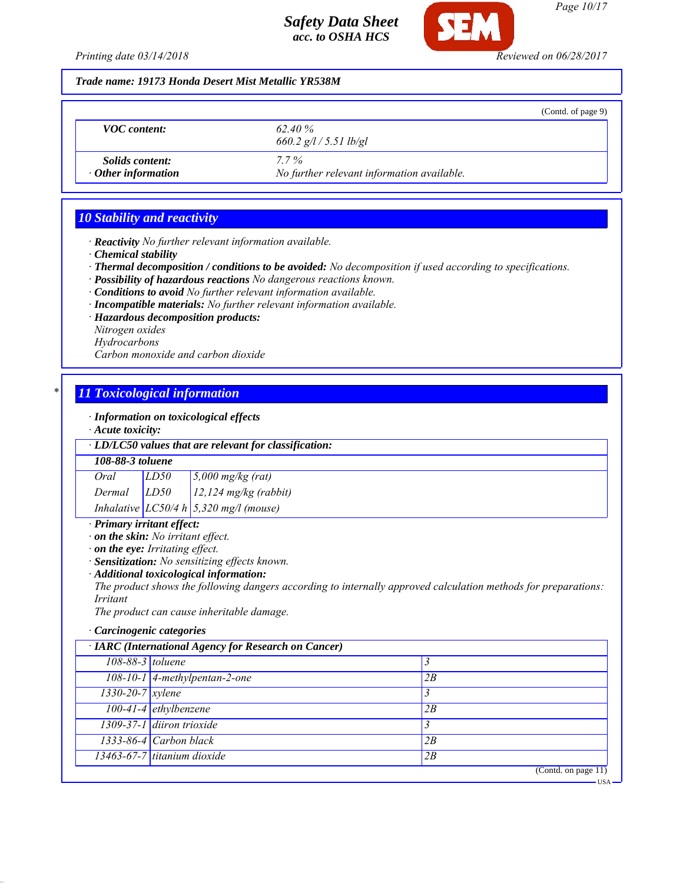**Trade name: 19173 Honda Desert Mist Metallic YR538M**

(Contd. of page 9)

| | |
|---|---|
| **VOC content:** | 62.40 %<br>660.2 g/l / 5.51 lb/gl |
| **Solids content:** | 7.7 % |
| **· Other information** | No further relevant information available. |

## 10 Stability and reactivity

- **· Reactivity** No further relevant information available.
- **· Chemical stability**
- **· Thermal decomposition / conditions to be avoided:** No decomposition if used according to specifications.
- **· Possibility of hazardous reactions** No dangerous reactions known.
- **· Conditions to avoid** No further relevant information available.
- **· Incompatible materials:** No further relevant information available.
- **· Hazardous decomposition products:**
  Nitrogen oxides
  Hydrocarbons
  Carbon monoxide and carbon dioxide

## 11 Toxicological information

- **· Information on toxicological effects**
- **· Acute toxicity:**

**· LD/LC50 values that are relevant for classification:**

| **108-88-3 toluene** | | |
|---|---|---|
| Oral | LD50 | 5,000 mg/kg (rat) |
| Dermal | LD50 | 12,124 mg/kg (rabbit) |
| Inhalative | LC50/4 h | 5,320 mg/l (mouse) |

- **· Primary irritant effect:**
- **· on the skin:** No irritant effect.
- **· on the eye:** Irritating effect.
- **· Sensitization:** No sensitizing effects known.
- **· Additional toxicological information:**
  The product shows the following dangers according to internally approved calculation methods for preparations:
  Irritant
  The product can cause inheritable damage.

**· Carcinogenic categories**

| **· IARC (International Agency for Research on Cancer)** | | |
|---|---|---|
| 108-88-3 | toluene | 3 |
| 108-10-1 | 4-methylpentan-2-one | 2B |
| 1330-20-7 | xylene | 3 |
| 100-41-4 | ethylbenzene | 2B |
| 1309-37-1 | diiron trioxide | 3 |
| 1333-86-4 | Carbon black | 2B |
| 13463-67-7 | titanium dioxide | 2B |

(Contd. on page 11)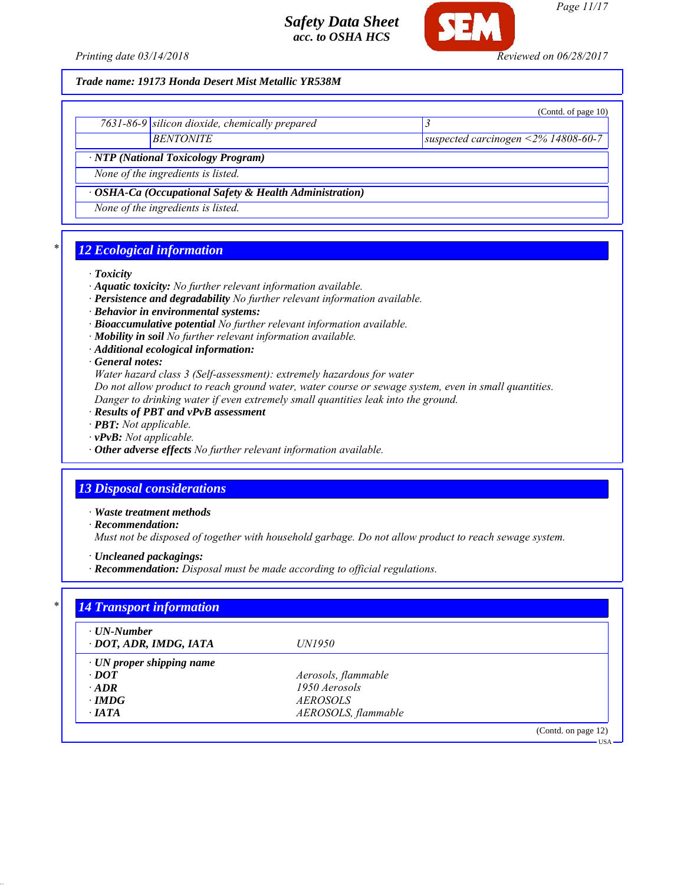Trade name: 19173 Honda Desert Mist Metallic YR538M

(Contd. of page 10)

| | | |
|---|---|---|
| 7631-86-9 | silicon dioxide, chemically prepared | 3 |
| | BENTONITE | suspected carcinogen <2% 14808-60-7 |

· **NTP (National Toxicology Program)**

None of the ingredients is listed.

· **OSHA-Ca (Occupational Safety & Health Administration)**

None of the ingredients is listed.

## 12 Ecological information

· **Toxicity**
· **Aquatic toxicity:** No further relevant information available.
· **Persistence and degradability** No further relevant information available.
· **Behavior in environmental systems:**
· **Bioaccumulative potential** No further relevant information available.
· **Mobility in soil** No further relevant information available.
· **Additional ecological information:**
· **General notes:**
Water hazard class 3 (Self-assessment): extremely hazardous for water
Do not allow product to reach ground water, water course or sewage system, even in small quantities.
Danger to drinking water if even extremely small quantities leak into the ground.
· **Results of PBT and vPvB assessment**
· **PBT:** Not applicable.
· **vPvB:** Not applicable.
· **Other adverse effects** No further relevant information available.

## 13 Disposal considerations

· **Waste treatment methods**
· **Recommendation:**
Must not be disposed of together with household garbage. Do not allow product to reach sewage system.

· **Uncleaned packagings:**
· **Recommendation:** Disposal must be made according to official regulations.

## 14 Transport information

| | |
|---|---|
| · **UN-Number** | |
| · **DOT, ADR, IMDG, IATA** | UN1950 |
| · **UN proper shipping name** | |
| · **DOT** | Aerosols, flammable |
| · **ADR** | 1950 Aerosols |
| · **IMDG** | AEROSOLS |
| · **IATA** | AEROSOLS, flammable |

(Contd. on page 12)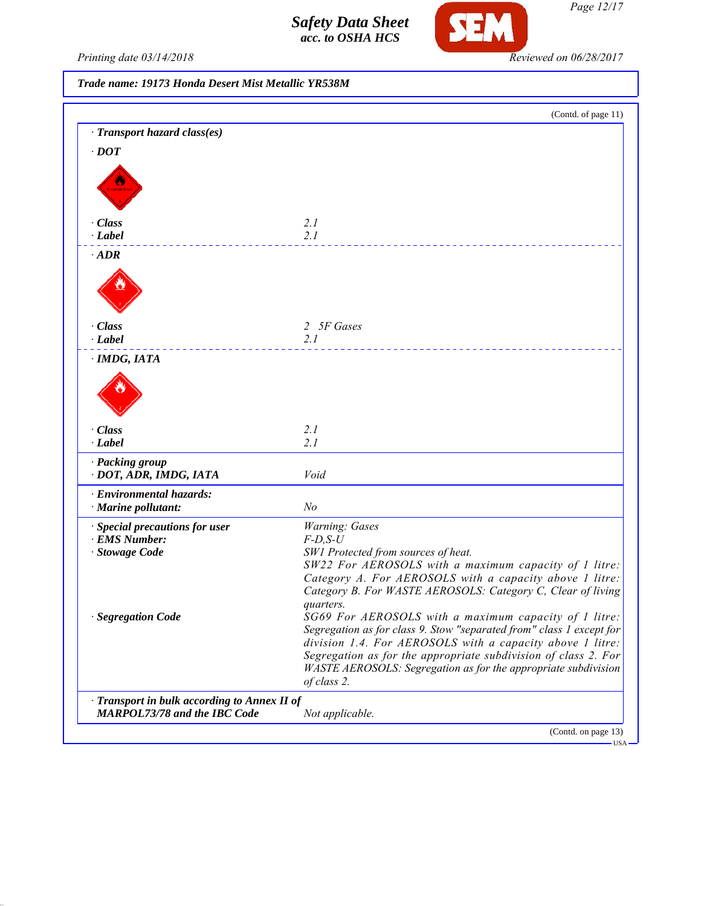Trade name: 19173 Honda Desert Mist Metallic YR538M

(Contd. of page 11)

· **Transport hazard class(es)**

· **DOT**

| | |
|---|---|
| · **Class** | 2.1 |
| · **Label** | 2.1 |

· **ADR**

| | |
|---|---|
| · **Class** | 2 5F Gases |
| · **Label** | 2.1 |

· **IMDG, IATA**

| | |
|---|---|
| · **Class** | 2.1 |
| · **Label** | 2.1 |

| | |
|---|---|
| · **Packing group** · **DOT, ADR, IMDG, IATA** | Void |
| · **Environmental hazards:** · **Marine pollutant:** | No |
| · **Special precautions for user** | Warning: Gases |
| · **EMS Number:** | F-D,S-U |
| · **Stowage Code** | SW1 Protected from sources of heat. SW22 For AEROSOLS with a maximum capacity of 1 litre: Category A. For AEROSOLS with a capacity above 1 litre: Category B. For WASTE AEROSOLS: Category C, Clear of living quarters. |
| · **Segregation Code** | SG69 For AEROSOLS with a maximum capacity of 1 litre: Segregation as for class 9. Stow "separated from" class 1 except for division 1.4. For AEROSOLS with a capacity above 1 litre: Segregation as for the appropriate subdivision of class 2. For WASTE AEROSOLS: Segregation as for the appropriate subdivision of class 2. |
| · **Transport in bulk according to Annex II of MARPOL73/78 and the IBC Code** | Not applicable. |

(Contd. on page 13)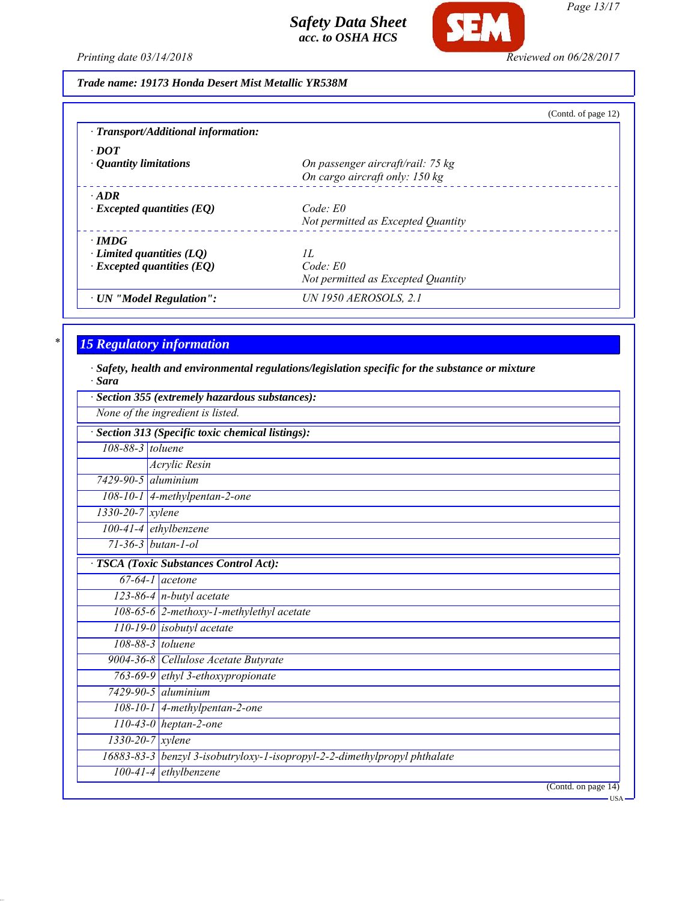**Trade name: 19173 Honda Desert Mist Metallic YR538M**

(Contd. of page 12)

**· Transport/Additional information:**

| | |
|---|---|
| **· DOT** | |
| **· Quantity limitations** | On passenger aircraft/rail: 75 kg<br>On cargo aircraft only: 150 kg |
| **· ADR** | |
| **· Excepted quantities (EQ)** | Code: E0<br>Not permitted as Excepted Quantity |
| **· IMDG** | |
| **· Limited quantities (LQ)** | 1L |
| **· Excepted quantities (EQ)** | Code: E0<br>Not permitted as Excepted Quantity |
| **· UN "Model Regulation":** | UN 1950 AEROSOLS, 2.1 |

## 15 Regulatory information

**· Safety, health and environmental regulations/legislation specific for the substance or mixture**

**· Sara**

**· Section 355 (extremely hazardous substances):**

None of the ingredient is listed.

**· Section 313 (Specific toxic chemical listings):**

| | |
|---|---|
| 108-88-3 | toluene |
| | Acrylic Resin |
| 7429-90-5 | aluminium |
| 108-10-1 | 4-methylpentan-2-one |
| 1330-20-7 | xylene |
| 100-41-4 | ethylbenzene |
| 71-36-3 | butan-1-ol |

**· TSCA (Toxic Substances Control Act):**

| | |
|---|---|
| 67-64-1 | acetone |
| 123-86-4 | n-butyl acetate |
| 108-65-6 | 2-methoxy-1-methylethyl acetate |
| 110-19-0 | isobutyl acetate |
| 108-88-3 | toluene |
| 9004-36-8 | Cellulose Acetate Butyrate |
| 763-69-9 | ethyl 3-ethoxypropionate |
| 7429-90-5 | aluminium |
| 108-10-1 | 4-methylpentan-2-one |
| 110-43-0 | heptan-2-one |
| 1330-20-7 | xylene |
| 16883-83-3 | benzyl 3-isobutryloxy-1-isopropyl-2-2-dimethylpropyl phthalate |
| 100-41-4 | ethylbenzene |

(Contd. on page 14)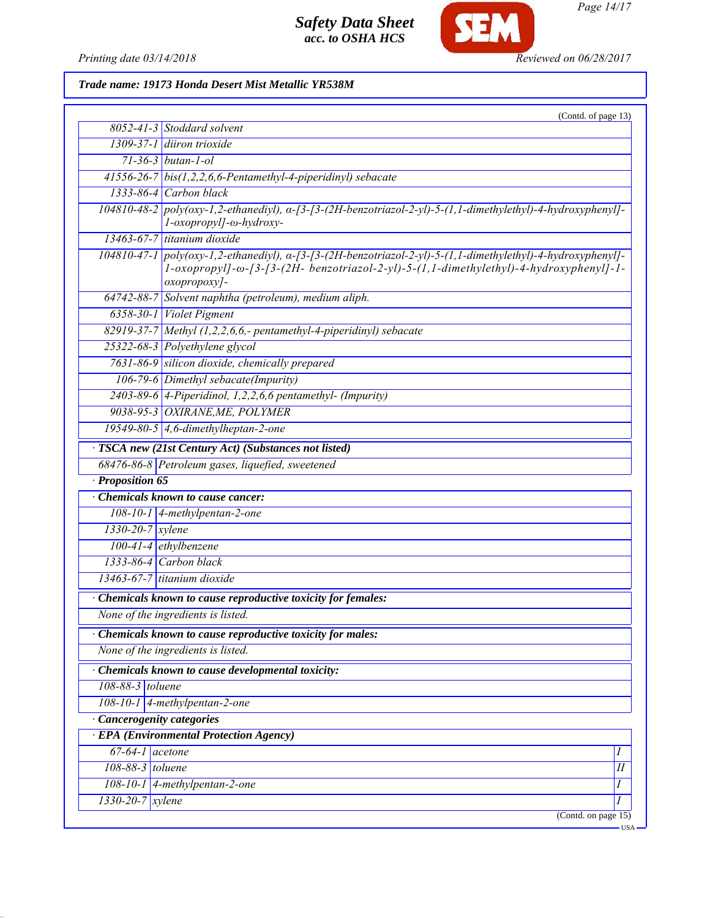**Trade name: 19173 Honda Desert Mist Metallic YR538M**

(Contd. of page 13)

| | |
|---|---|
| 8052-41-3 | Stoddard solvent |
| 1309-37-1 | diiron trioxide |
| 71-36-3 | butan-1-ol |
| 41556-26-7 | bis(1,2,2,6,6-Pentamethyl-4-piperidinyl) sebacate |
| 1333-86-4 | Carbon black |
| 104810-48-2 | poly(oxy-1,2-ethanediyl), α-[3-[3-(2H-benzotriazol-2-yl)-5-(1,1-dimethylethyl)-4-hydroxyphenyl]-1-oxopropyl]-ω-hydroxy- |
| 13463-67-7 | titanium dioxide |
| 104810-47-1 | poly(oxy-1,2-ethanediyl), α-[3-[3-(2H-benzotriazol-2-yl)-5-(1,1-dimethylethyl)-4-hydroxyphenyl]-1-oxopropyl]-ω-[3-[3-(2H- benzotriazol-2-yl)-5-(1,1-dimethylethyl)-4-hydroxyphenyl]-1-oxopropoxy]- |
| 64742-88-7 | Solvent naphtha (petroleum), medium aliph. |
| 6358-30-1 | Violet Pigment |
| 82919-37-7 | Methyl (1,2,2,6,6,- pentamethyl-4-piperidinyl) sebacate |
| 25322-68-3 | Polyethylene glycol |
| 7631-86-9 | silicon dioxide, chemically prepared |
| 106-79-6 | Dimethyl sebacate(Impurity) |
| 2403-89-6 | 4-Piperidinol, 1,2,2,6,6 pentamethyl- (Impurity) |
| 9038-95-3 | OXIRANE,ME, POLYMER |
| 19549-80-5 | 4,6-dimethylheptan-2-one |

· **TSCA new (21st Century Act) (Substances not listed)**

| | |
|---|---|
| 68476-86-8 | Petroleum gases, liquefied, sweetened |

· **Proposition 65**

· **Chemicals known to cause cancer:**

| | |
|---|---|
| 108-10-1 | 4-methylpentan-2-one |
| 1330-20-7 | xylene |
| 100-41-4 | ethylbenzene |
| 1333-86-4 | Carbon black |
| 13463-67-7 | titanium dioxide |

· **Chemicals known to cause reproductive toxicity for females:**

None of the ingredients is listed.

· **Chemicals known to cause reproductive toxicity for males:**

None of the ingredients is listed.

· **Chemicals known to cause developmental toxicity:**

| | |
|---|---|
| 108-88-3 | toluene |
| 108-10-1 | 4-methylpentan-2-one |

· **Cancerogenity categories**

· **EPA (Environmental Protection Agency)**

| | | |
|---|---|---|
| 67-64-1 | acetone | I |
| 108-88-3 | toluene | II |
| 108-10-1 | 4-methylpentan-2-one | I |
| 1330-20-7 | xylene | I |

(Contd. on page 15)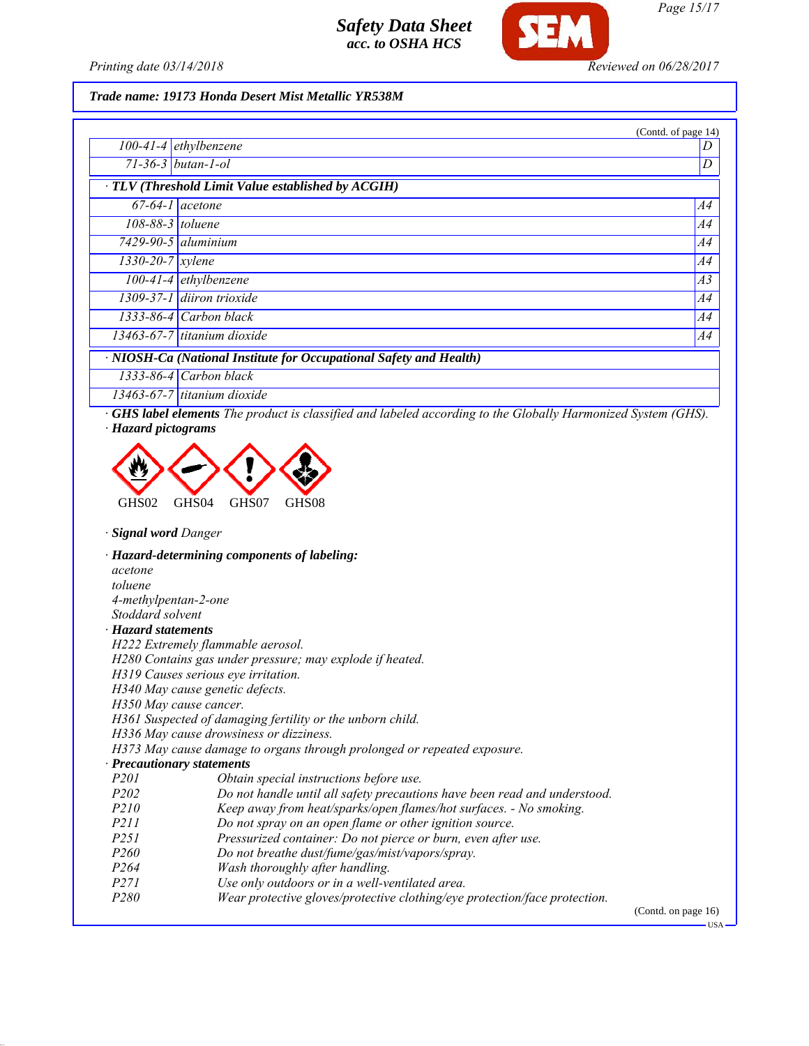Trade name: 19173 Honda Desert Mist Metallic YR538M

(Contd. of page 14)

| | | |
|---|---|---|
| 100-41-4 | ethylbenzene | D |
| 71-36-3 | butan-1-ol | D |

· **TLV (Threshold Limit Value established by ACGIH)**

| | | |
|---|---|---|
| 67-64-1 | acetone | A4 |
| 108-88-3 | toluene | A4 |
| 7429-90-5 | aluminium | A4 |
| 1330-20-7 | xylene | A4 |
| 100-41-4 | ethylbenzene | A3 |
| 1309-37-1 | diiron trioxide | A4 |
| 1333-86-4 | Carbon black | A4 |
| 13463-67-7 | titanium dioxide | A4 |

· **NIOSH-Ca (National Institute for Occupational Safety and Health)**

| | |
|---|---|
| 1333-86-4 | Carbon black |
| 13463-67-7 | titanium dioxide |

· **GHS label elements** The product is classified and labeled according to the Globally Harmonized System (GHS).

· **Hazard pictograms**

GHS02 GHS04 GHS07 GHS08

· **Signal word** Danger

· **Hazard-determining components of labeling:**
acetone
toluene
4-methylpentan-2-one
Stoddard solvent

· **Hazard statements**
H222 Extremely flammable aerosol.
H280 Contains gas under pressure; may explode if heated.
H319 Causes serious eye irritation.
H340 May cause genetic defects.
H350 May cause cancer.
H361 Suspected of damaging fertility or the unborn child.
H336 May cause drowsiness or dizziness.
H373 May cause damage to organs through prolonged or repeated exposure.

· **Precautionary statements**

| | |
|---|---|
| P201 | Obtain special instructions before use. |
| P202 | Do not handle until all safety precautions have been read and understood. |
| P210 | Keep away from heat/sparks/open flames/hot surfaces. - No smoking. |
| P211 | Do not spray on an open flame or other ignition source. |
| P251 | Pressurized container: Do not pierce or burn, even after use. |
| P260 | Do not breathe dust/fume/gas/mist/vapors/spray. |
| P264 | Wash thoroughly after handling. |
| P271 | Use only outdoors or in a well-ventilated area. |
| P280 | Wear protective gloves/protective clothing/eye protection/face protection. |

(Contd. on page 16)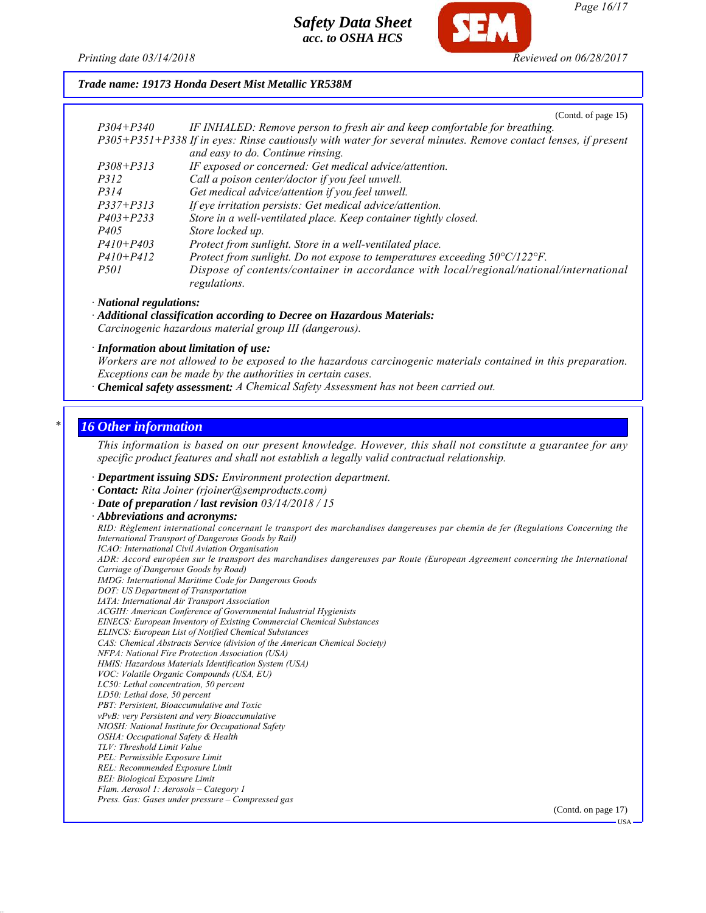**Trade name: 19173 Honda Desert Mist Metallic YR538M**

(Contd. of page 15)

| | |
|---|---|
| P304+P340 | IF INHALED: Remove person to fresh air and keep comfortable for breathing. |
| P305+P351+P338 | If in eyes: Rinse cautiously with water for several minutes. Remove contact lenses, if present and easy to do. Continue rinsing. |
| P308+P313 | IF exposed or concerned: Get medical advice/attention. |
| P312 | Call a poison center/doctor if you feel unwell. |
| P314 | Get medical advice/attention if you feel unwell. |
| P337+P313 | If eye irritation persists: Get medical advice/attention. |
| P403+P233 | Store in a well-ventilated place. Keep container tightly closed. |
| P405 | Store locked up. |
| P410+P403 | Protect from sunlight. Store in a well-ventilated place. |
| P410+P412 | Protect from sunlight. Do not expose to temperatures exceeding 50°C/122°F. |
| P501 | Dispose of contents/container in accordance with local/regional/national/international regulations. |

· **National regulations:**

· **Additional classification according to Decree on Hazardous Materials:**
Carcinogenic hazardous material group III (dangerous).

· **Information about limitation of use:**
Workers are not allowed to be exposed to the hazardous carcinogenic materials contained in this preparation. Exceptions can be made by the authorities in certain cases.

· **Chemical safety assessment:** A Chemical Safety Assessment has not been carried out.

## 16 Other information

This information is based on our present knowledge. However, this shall not constitute a guarantee for any specific product features and shall not establish a legally valid contractual relationship.

· **Department issuing SDS:** Environment protection department.
· **Contact:** Rita Joiner (rjoiner@semproducts.com)
· **Date of preparation / last revision** 03/14/2018 / 15
· **Abbreviations and acronyms:**

RID: Règlement international concernant le transport des marchandises dangereuses par chemin de fer (Regulations Concerning the International Transport of Dangerous Goods by Rail)
ICAO: International Civil Aviation Organisation
ADR: Accord européen sur le transport des marchandises dangereuses par Route (European Agreement concerning the International Carriage of Dangerous Goods by Road)
IMDG: International Maritime Code for Dangerous Goods
DOT: US Department of Transportation
IATA: International Air Transport Association
ACGIH: American Conference of Governmental Industrial Hygienists
EINECS: European Inventory of Existing Commercial Chemical Substances
ELINCS: European List of Notified Chemical Substances
CAS: Chemical Abstracts Service (division of the American Chemical Society)
NFPA: National Fire Protection Association (USA)
HMIS: Hazardous Materials Identification System (USA)
VOC: Volatile Organic Compounds (USA, EU)
LC50: Lethal concentration, 50 percent
LD50: Lethal dose, 50 percent
PBT: Persistent, Bioaccumulative and Toxic
vPvB: very Persistent and very Bioaccumulative
NIOSH: National Institute for Occupational Safety
OSHA: Occupational Safety & Health
TLV: Threshold Limit Value
PEL: Permissible Exposure Limit
REL: Recommended Exposure Limit
BEI: Biological Exposure Limit
Flam. Aerosol 1: Aerosols – Category 1
Press. Gas: Gases under pressure – Compressed gas

(Contd. on page 17)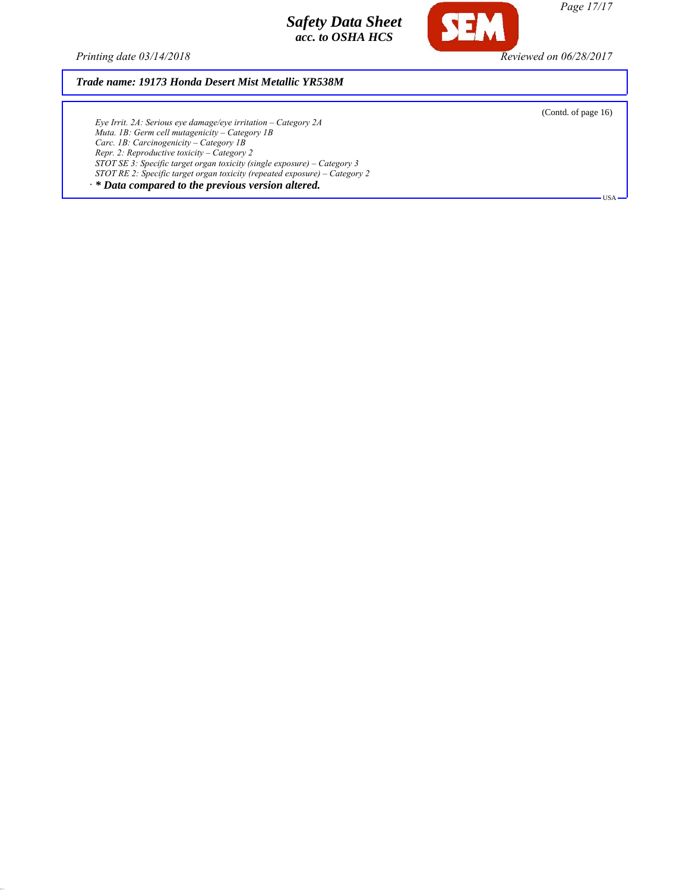*Trade name: 19173 Honda Desert Mist Metallic YR538M*

(Contd. of page 16)

*Eye Irrit. 2A: Serious eye damage/eye irritation – Category 2A*
*Muta. 1B: Germ cell mutagenicity – Category 1B*
*Carc. 1B: Carcinogenicity – Category 1B*
*Repr. 2: Reproductive toxicity – Category 2*
*STOT SE 3: Specific target organ toxicity (single exposure) – Category 3*
*STOT RE 2: Specific target organ toxicity (repeated exposure) – Category 2*

· ***** Data compared to the previous version altered.***

USA